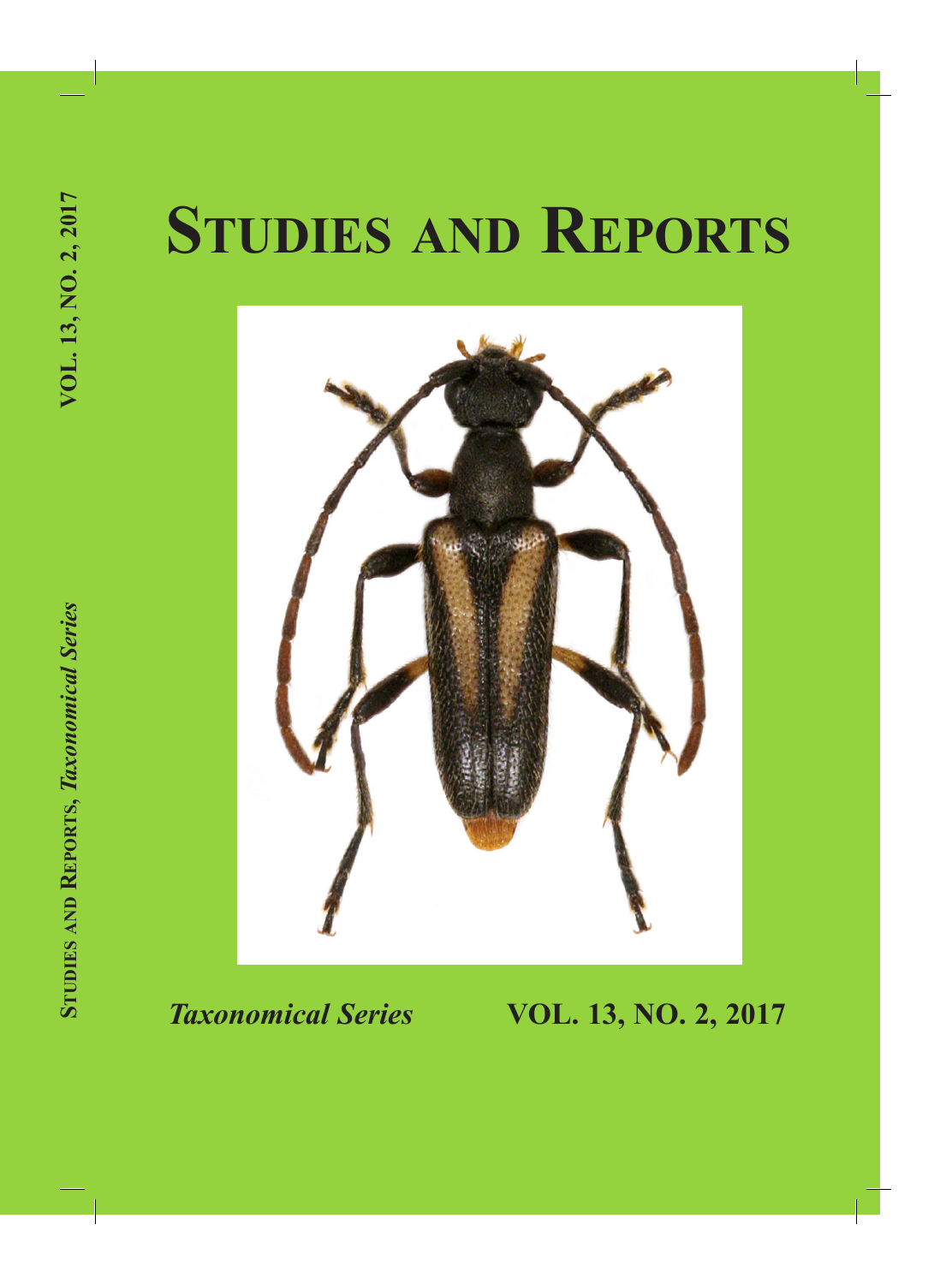# STUDIES AND REPORTS

*Taxonomical Series* **VOL. 13, NO. 2, 2017**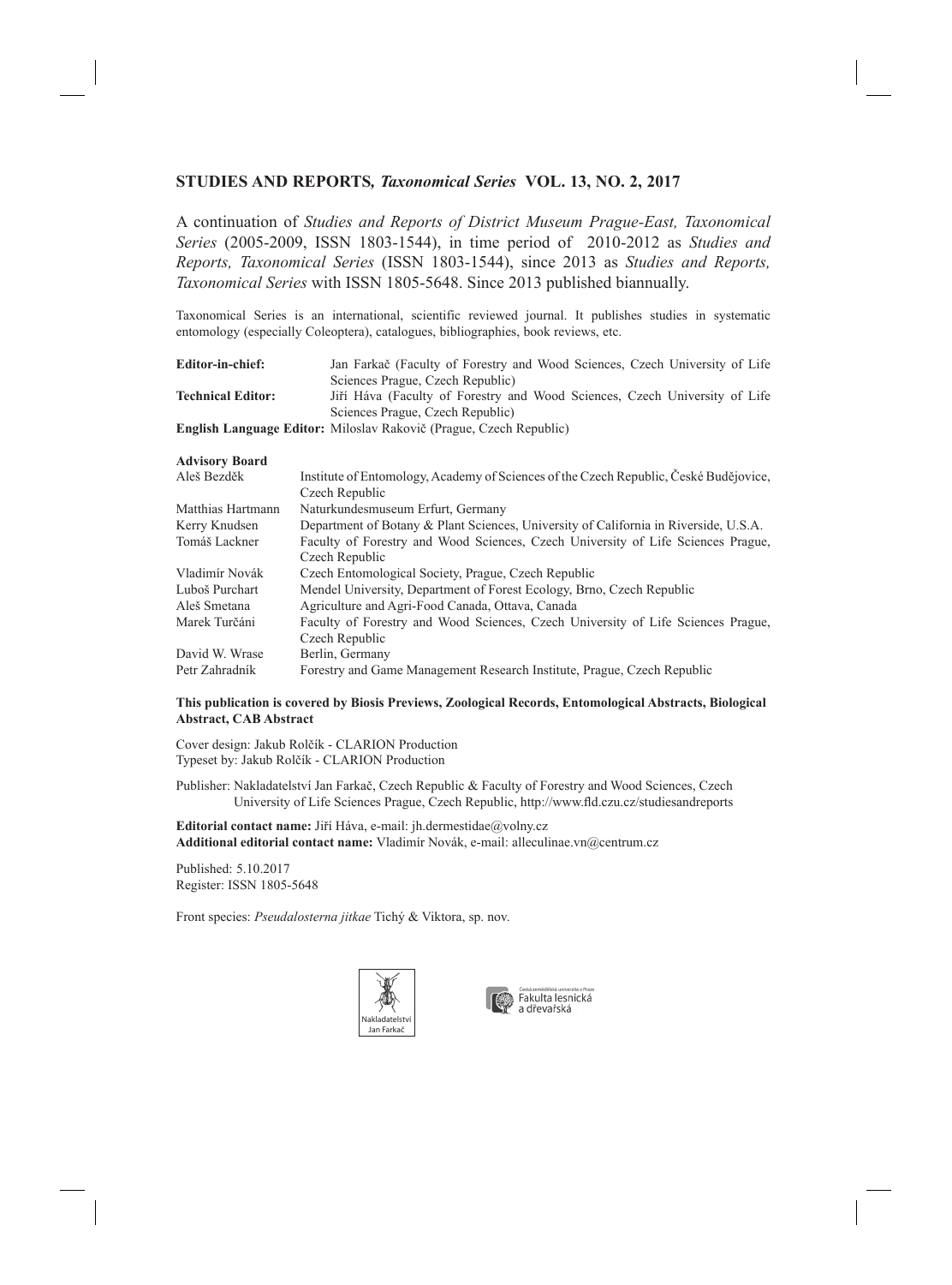## STUDIES AND REPORTS, *Taxonomical Series* VOL. 13, NO. 2, 2017

A continuation of *Studies and Reports of District Museum Prague-East, Taxonomical Series* (2005-2009, ISSN 1803-1544), in time period of 2010-2012 as *Studies and Reports, Taxonomical Series* (ISSN 1803-1544), since 2013 as *Studies and Reports, Taxonomical Series* with ISSN 1805-5648. Since 2013 published biannually.

Taxonomical Series is an international, scientific reviewed journal. It publishes studies in systematic entomology (especially Coleoptera), catalogues, bibliographies, book reviews, etc.

**Editor-in-chief:** Jan Farkač (Faculty of Forestry and Wood Sciences, Czech University of Life Sciences Prague, Czech Republic)
**Technical Editor:** Jiří Háva (Faculty of Forestry and Wood Sciences, Czech University of Life Sciences Prague, Czech Republic)
**English Language Editor:** Miloslav Rakovič (Prague, Czech Republic)

**Advisory Board**

| | |
|---|---|
| Aleš Bezděk | Institute of Entomology, Academy of Sciences of the Czech Republic, České Budějovice, Czech Republic |
| Matthias Hartmann | Naturkundesmuseum Erfurt, Germany |
| Kerry Knudsen | Department of Botany & Plant Sciences, University of California in Riverside, U.S.A. |
| Tomáš Lackner | Faculty of Forestry and Wood Sciences, Czech University of Life Sciences Prague, Czech Republic |
| Vladimír Novák | Czech Entomological Society, Prague, Czech Republic |
| Luboš Purchart | Mendel University, Department of Forest Ecology, Brno, Czech Republic |
| Aleš Smetana | Agriculture and Agri-Food Canada, Ottava, Canada |
| Marek Turčáni | Faculty of Forestry and Wood Sciences, Czech University of Life Sciences Prague, Czech Republic |
| David W. Wrase | Berlin, Germany |
| Petr Zahradník | Forestry and Game Management Research Institute, Prague, Czech Republic |

**This publication is covered by Biosis Previews, Zoological Records, Entomological Abstracts, Biological Abstract, CAB Abstract**

Cover design: Jakub Rolčík - CLARION Production
Typeset by: Jakub Rolčík - CLARION Production

Publisher: Nakladatelství Jan Farkač, Czech Republic & Faculty of Forestry and Wood Sciences, Czech University of Life Sciences Prague, Czech Republic, http://www.fld.czu.cz/studiesandreports

**Editorial contact name:** Jiří Háva, e-mail: jh.dermestidae@volny.cz
**Additional editorial contact name:** Vladimír Novák, e-mail: alleculinae.vn@centrum.cz

Published: 5.10.2017
Register: ISSN 1805-5648

Front species: *Pseudalosterna jitkae* Tichý & Viktora, sp. nov.

Nakladatelství Jan Farkač

Česká zemědělská univerzita v Praze
Fakulta lesnická a dřevařská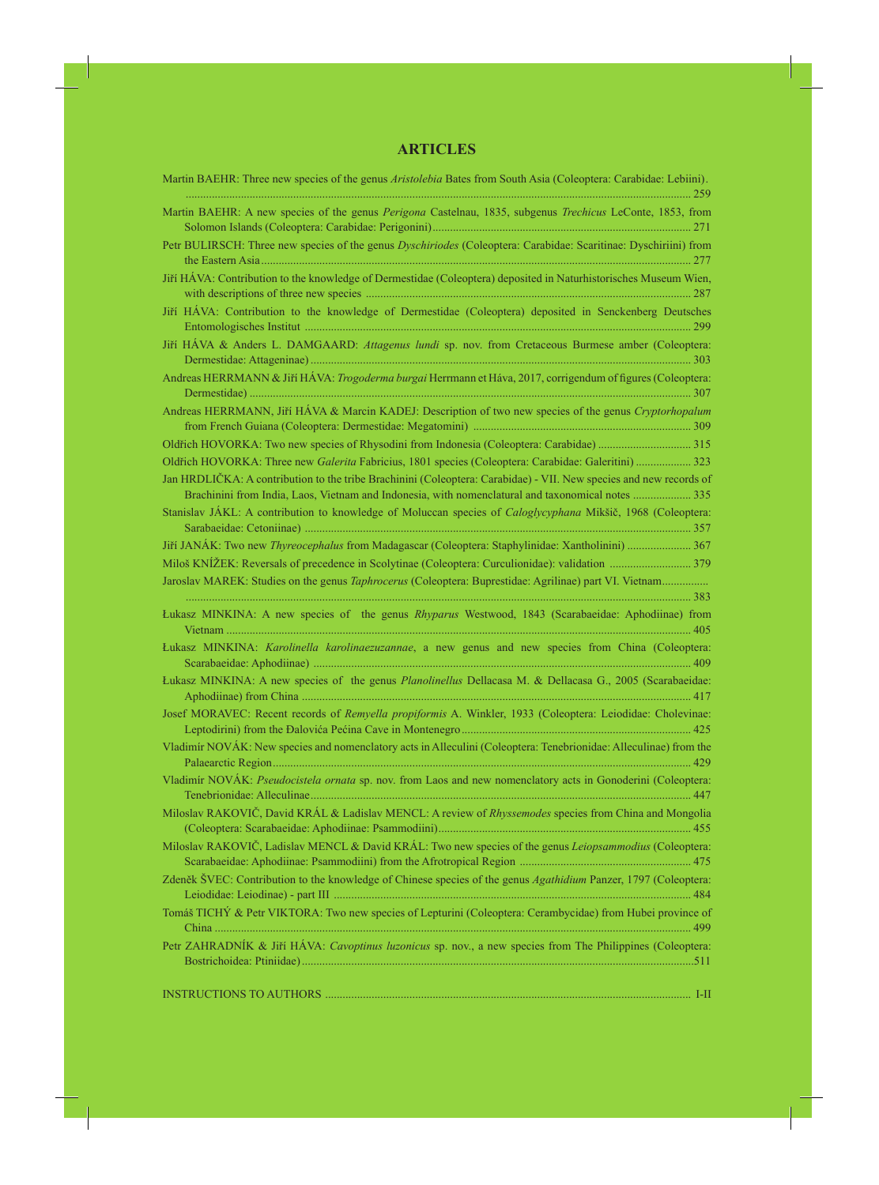## ARTICLES

Martin BAEHR: Three new species of the genus *Aristolebia* Bates from South Asia (Coleoptera: Carabidae: Lebiini). ........ 259

Martin BAEHR: A new species of the genus *Perigona* Castelnau, 1835, subgenus *Trechicus* LeConte, 1853, from Solomon Islands (Coleoptera: Carabidae: Perigonini) ........ 271

Petr BULIRSCH: Three new species of the genus *Dyschiriodes* (Coleoptera: Carabidae: Scaritinae: Dyschiriini) from the Eastern Asia ........ 277

Jiří HÁVA: Contribution to the knowledge of Dermestidae (Coleoptera) deposited in Naturhistorisches Museum Wien, with descriptions of three new species ........ 287

Jiří HÁVA: Contribution to the knowledge of Dermestidae (Coleoptera) deposited in Senckenberg Deutsches Entomologisches Institut ........ 299

Jiří HÁVA & Anders L. DAMGAARD: *Attagenus lundi* sp. nov. from Cretaceous Burmese amber (Coleoptera: Dermestidae: Attageninae) ........ 303

Andreas HERRMANN & Jiří HÁVA: *Trogoderma burgai* Herrmann et Háva, 2017, corrigendum of figures (Coleoptera: Dermestidae) ........ 307

Andreas HERRMANN, Jiří HÁVA & Marcin KADEJ: Description of two new species of the genus *Cryptorhopalum* from French Guiana (Coleoptera: Dermestidae: Megatomini) ........ 309

Oldřich HOVORKA: Two new species of Rhysodini from Indonesia (Coleoptera: Carabidae) ........ 315

Oldřich HOVORKA: Three new *Galerita* Fabricius, 1801 species (Coleoptera: Carabidae: Galeritini) ........ 323

Jan HRDLIČKA: A contribution to the tribe Brachinini (Coleoptera: Carabidae) - VII. New species and new records of Brachinini from India, Laos, Vietnam and Indonesia, with nomenclatural and taxonomical notes ........ 335

Stanislav JÁKL: A contribution to knowledge of Moluccan species of *Caloglycyphana* Mikšič, 1968 (Coleoptera: Sarabaeidae: Cetoniinae) ........ 357

Jiří JANÁK: Two new *Thyreocephalus* from Madagascar (Coleoptera: Staphylinidae: Xantholinini) ........ 367

Miloš KNÍŽEK: Reversals of precedence in Scolytinae (Coleoptera: Curculionidae): validation ........ 379

Jaroslav MAREK: Studies on the genus *Taphrocerus* (Coleoptera: Buprestidae: Agrilinae) part VI. Vietnam........ 383

Łukasz MINKINA: A new species of the genus *Rhyparus* Westwood, 1843 (Scarabaeidae: Aphodiinae) from Vietnam ........ 405

Łukasz MINKINA: *Karolinella karolinaezuzannae*, a new genus and new species from China (Coleoptera: Scarabaeidae: Aphodiinae) ........ 409

Łukasz MINKINA: A new species of the genus *Planolinellus* Dellacasa M. & Dellacasa G., 2005 (Scarabaeidae: Aphodiinae) from China ........ 417

Josef MORAVEC: Recent records of *Remyella propiformis* A. Winkler, 1933 (Coleoptera: Leiodidae: Cholevinae: Leptodirini) from the Đalovića Pećina Cave in Montenegro ........ 425

Vladimír NOVÁK: New species and nomenclatory acts in Alleculini (Coleoptera: Tenebrionidae: Alleculinae) from the Palaearctic Region ........ 429

Vladimír NOVÁK: *Pseudocistela ornata* sp. nov. from Laos and new nomenclatory acts in Gonoderini (Coleoptera: Tenebrionidae: Alleculinae ........ 447

Miloslav RAKOVIČ, David KRÁL & Ladislav MENCL: A review of *Rhyssemodes* species from China and Mongolia (Coleoptera: Scarabaeidae: Aphodiinae: Psammodiini) ........ 455

Miloslav RAKOVIČ, Ladislav MENCL & David KRÁL: Two new species of the genus *Leiopsammodius* (Coleoptera: Scarabaeidae: Aphodiinae: Psammodiini) from the Afrotropical Region ........ 475

Zdeněk ŠVEC: Contribution to the knowledge of Chinese species of the genus *Agathidium* Panzer, 1797 (Coleoptera: Leiodidae: Leiodinae) - part III ........ 484

Tomáš TICHÝ & Petr VIKTORA: Two new species of Lepturini (Coleoptera: Cerambycidae) from Hubei province of China ........ 499

Petr ZAHRADNÍK & Jiří HÁVA: *Cavoptinus luzonicus* sp. nov., a new species from The Philippines (Coleoptera: Bostrichoidea: Ptiniidae) ........ 511

INSTRUCTIONS TO AUTHORS ........ I-II